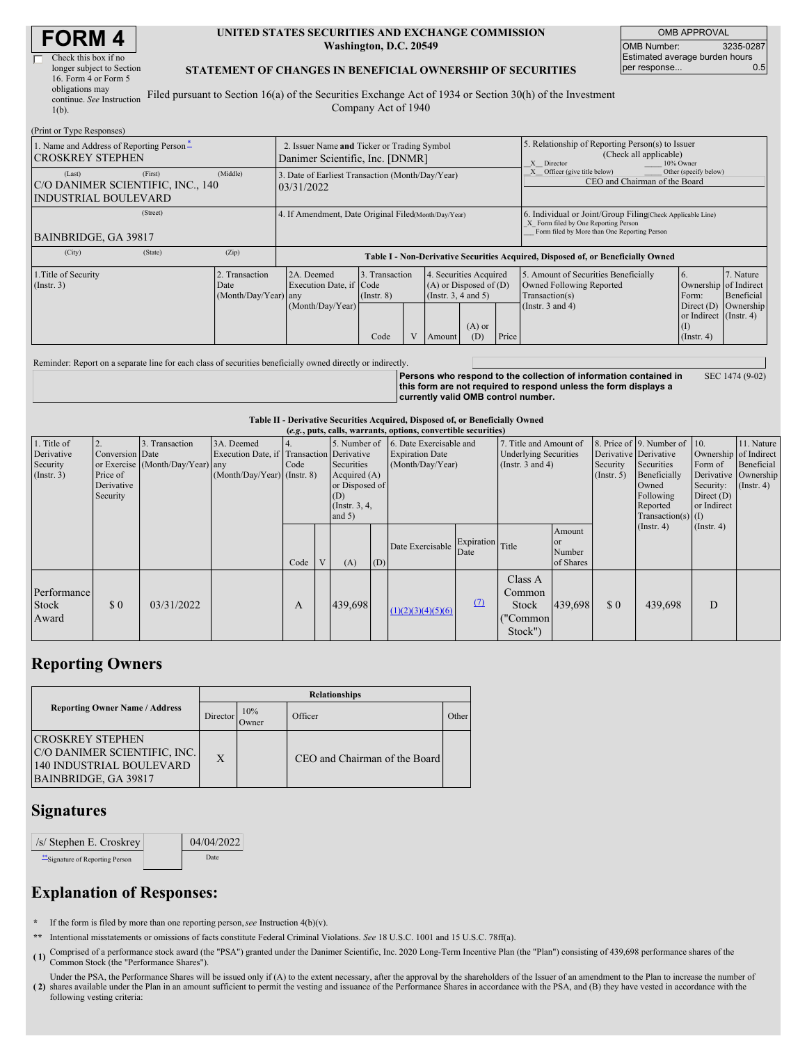# FORM 4

☐ Check this box if no longer subject to Section 16. Form 4 or Form 5 obligations may continue. *See* Instruction 1(b).

**UNITED STATES SECURITIES AND EXCHANGE COMMISSION**
**Washington, D.C. 20549**

**STATEMENT OF CHANGES IN BENEFICIAL OWNERSHIP OF SECURITIES**

Filed pursuant to Section 16(a) of the Securities Exchange Act of 1934 or Section 30(h) of the Investment Company Act of 1940

| OMB APPROVAL | |
|---|---|
| OMB Number: | 3235-0287 |
| Estimated average burden hours per response... | 0.5 |

(Print or Type Responses)

| 1. Name and Address of Reporting Person * | 2. Issuer Name and Ticker or Trading Symbol | 5. Relationship of Reporting Person(s) to Issuer (Check all applicable) |
|---|---|---|
| CROSKREY STEPHEN | Danimer Scientific, Inc. [DNMR] | X Director ___ 10% Owner |
| (Last) (First) (Middle) C/O DANIMER SCIENTIFIC, INC., 140 INDUSTRIAL BOULEVARD | 3. Date of Earliest Transaction (Month/Day/Year) 03/31/2022 | X Officer (give title below) ___ Other (specify below) CEO and Chairman of the Board |
| (Street) BAINBRIDGE, GA 39817 | 4. If Amendment, Date Original Filed (Month/Day/Year) | 6. Individual or Joint/Group Filing (Check Applicable Line) X Form filed by One Reporting Person ___ Form filed by More than One Reporting Person |
| (City) (State) (Zip) | | |

**Table I - Non-Derivative Securities Acquired, Disposed of, or Beneficially Owned**

| 1.Title of Security (Instr. 3) | 2. Transaction Date (Month/Day/Year) | 2A. Deemed Execution Date, if any (Month/Day/Year) | 3. Transaction Code (Instr. 8) | | 4. Securities Acquired (A) or Disposed of (D) (Instr. 3, 4 and 5) | | | 5. Amount of Securities Beneficially Owned Following Reported Transaction(s) (Instr. 3 and 4) | 6. Ownership Form: Direct (D) or Indirect (I) (Instr. 4) | 7. Nature of Indirect Beneficial Ownership (Instr. 4) |
|---|---|---|---|---|---|---|---|---|---|---|
| | | | Code | V | Amount | (A) or (D) | Price | | | |

Reminder: Report on a separate line for each class of securities beneficially owned directly or indirectly.

**Persons who respond to the collection of information contained in this form are not required to respond unless the form displays a currently valid OMB control number.**

SEC 1474 (9-02)

**Table II - Derivative Securities Acquired, Disposed of, or Beneficially Owned**
**(*e.g.*, puts, calls, warrants, options, convertible securities)**

| 1. Title of Derivative Security (Instr. 3) | 2. Conversion or Exercise Price of Derivative Security | 3. Transaction Date (Month/Day/Year) | 3A. Deemed Execution Date, if any (Month/Day/Year) | 4. Transaction Code (Instr. 8) | | 5. Number of Derivative Securities Acquired (A) or Disposed of (D) (Instr. 3, 4, and 5) | | 6. Date Exercisable and Expiration Date (Month/Day/Year) | | 7. Title and Amount of Underlying Securities (Instr. 3 and 4) | | 8. Price of Derivative Security (Instr. 5) | 9. Number of Derivative Securities Beneficially Owned Following Reported Transaction(s) (Instr. 4) | 10. Ownership Form of Derivative Security: Direct (D) or Indirect (I) (Instr. 4) | 11. Nature of Indirect Beneficial Ownership (Instr. 4) |
|---|---|---|---|---|---|---|---|---|---|---|---|---|---|---|---|
| | | | | Code | V | (A) | (D) | Date Exercisable | Expiration Date | Title | Amount or Number of Shares | | | | |
| Performance Stock Award | $ 0 | 03/31/2022 | | A | | 439,698 | | (1)(2)(3)(4)(5)(6) | (7) | Class A Common Stock ("Common Stock") | 439,698 | $ 0 | 439,698 | D | |

## Reporting Owners

| Reporting Owner Name / Address | Relationships | | | |
|---|---|---|---|---|
| | Director | 10% Owner | Officer | Other |
| CROSKREY STEPHEN C/O DANIMER SCIENTIFIC, INC. 140 INDUSTRIAL BOULEVARD BAINBRIDGE, GA 39817 | X | | CEO and Chairman of the Board | |

## Signatures

| /s/ Stephen E. Croskrey | 04/04/2022 |
|---|---|
| ** Signature of Reporting Person | Date |

## Explanation of Responses:

\* If the form is filed by more than one reporting person, *see* Instruction 4(b)(v).

\*\* Intentional misstatements or omissions of facts constitute Federal Criminal Violations. *See* 18 U.S.C. 1001 and 15 U.S.C. 78ff(a).

(1) Comprised of a performance stock award (the "PSA") granted under the Danimer Scientific, Inc. 2020 Long-Term Incentive Plan (the "Plan") consisting of 439,698 performance shares of the Common Stock (the "Performance Shares").

(2) Under the PSA, the Performance Shares will be issued only if (A) to the extent necessary, after the approval by the shareholders of the Issuer of an amendment to the Plan to increase the number of shares available under the Plan in an amount sufficient to permit the vesting and issuance of the Performance Shares in accordance with the PSA, and (B) they have vested in accordance with the following vesting criteria: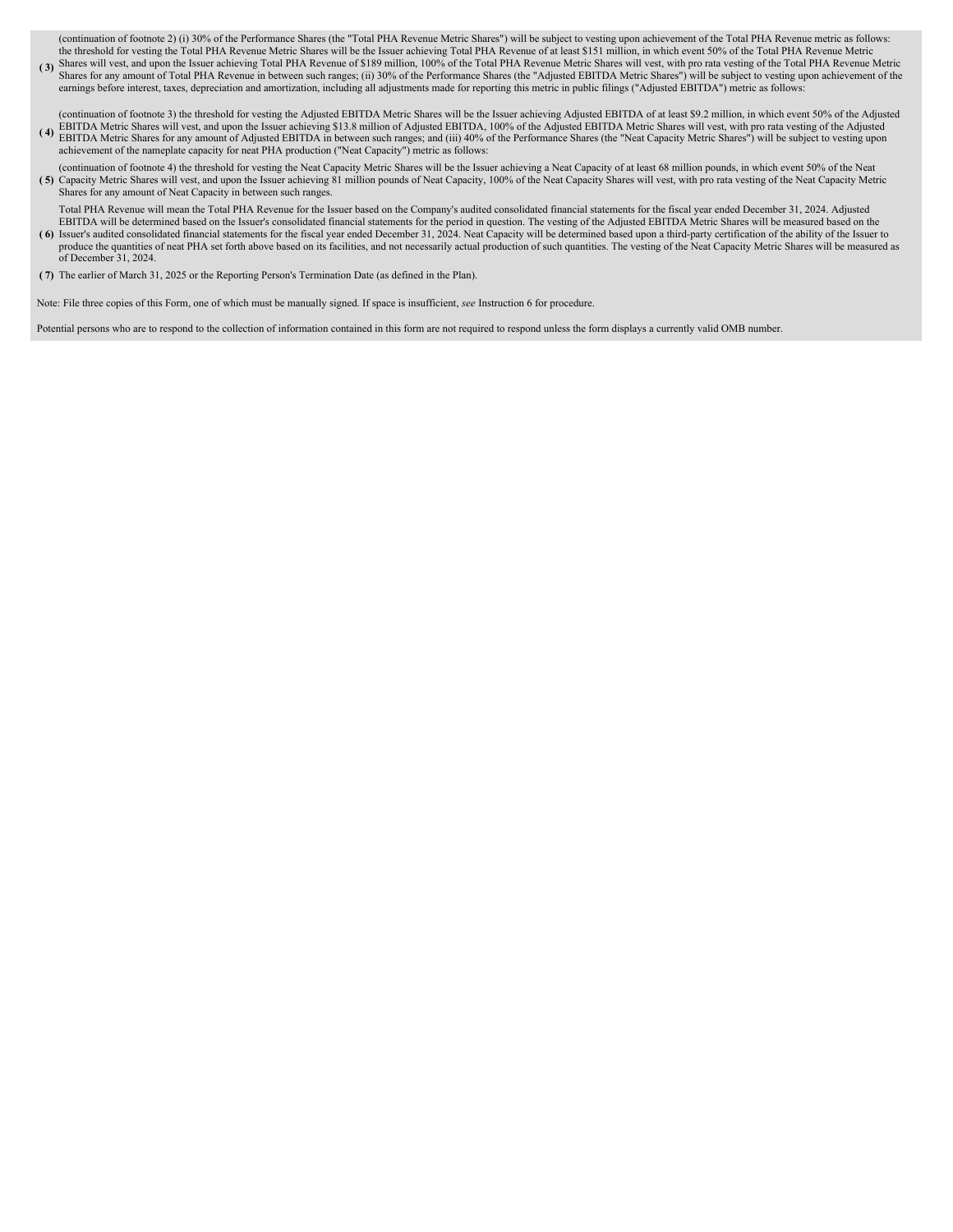| | |
|---|---|
| (3) | (continuation of footnote 2) (i) 30% of the Performance Shares (the "Total PHA Revenue Metric Shares") will be subject to vesting upon achievement of the Total PHA Revenue metric as follows: the threshold for vesting the Total PHA Revenue Metric Shares will be the Issuer achieving Total PHA Revenue of at least $151 million, in which event 50% of the Total PHA Revenue Metric Shares will vest, and upon the Issuer achieving Total PHA Revenue of $189 million, 100% of the Total PHA Revenue Metric Shares will vest, with pro rata vesting of the Total PHA Revenue Metric Shares for any amount of Total PHA Revenue in between such ranges; (ii) 30% of the Performance Shares (the "Adjusted EBITDA Metric Shares") will be subject to vesting upon achievement of the earnings before interest, taxes, depreciation and amortization, including all adjustments made for reporting this metric in public filings ("Adjusted EBITDA") metric as follows: |
| (4) | (continuation of footnote 3) the threshold for vesting the Adjusted EBITDA Metric Shares will be the Issuer achieving Adjusted EBITDA of at least $9.2 million, in which event 50% of the Adjusted EBITDA Metric Shares will vest, and upon the Issuer achieving $13.8 million of Adjusted EBITDA, 100% of the Adjusted EBITDA Metric Shares will vest, with pro rata vesting of the Adjusted EBITDA Metric Shares for any amount of Adjusted EBITDA in between such ranges; and (iii) 40% of the Performance Shares (the "Neat Capacity Metric Shares") will be subject to vesting upon achievement of the nameplate capacity for neat PHA production ("Neat Capacity") metric as follows: |
| (5) | (continuation of footnote 4) the threshold for vesting the Neat Capacity Metric Shares will be the Issuer achieving a Neat Capacity of at least 68 million pounds, in which event 50% of the Neat Capacity Metric Shares will vest, and upon the Issuer achieving 81 million pounds of Neat Capacity, 100% of the Neat Capacity Shares will vest, with pro rata vesting of the Neat Capacity Metric Shares for any amount of Neat Capacity in between such ranges. |
| (6) | Total PHA Revenue will mean the Total PHA Revenue for the Issuer based on the Company's audited consolidated financial statements for the fiscal year ended December 31, 2024. Adjusted EBITDA will be determined based on the Issuer's consolidated financial statements for the period in question. The vesting of the Adjusted EBITDA Metric Shares will be measured based on the Issuer's audited consolidated financial statements for the fiscal year ended December 31, 2024. Neat Capacity will be determined based upon a third-party certification of the ability of the Issuer to produce the quantities of neat PHA set forth above based on its facilities, and not necessarily actual production of such quantities. The vesting of the Neat Capacity Metric Shares will be measured as of December 31, 2024. |
| (7) | The earlier of March 31, 2025 or the Reporting Person's Termination Date (as defined in the Plan). |

Note: File three copies of this Form, one of which must be manually signed. If space is insufficient, *see* Instruction 6 for procedure.

Potential persons who are to respond to the collection of information contained in this form are not required to respond unless the form displays a currently valid OMB number.